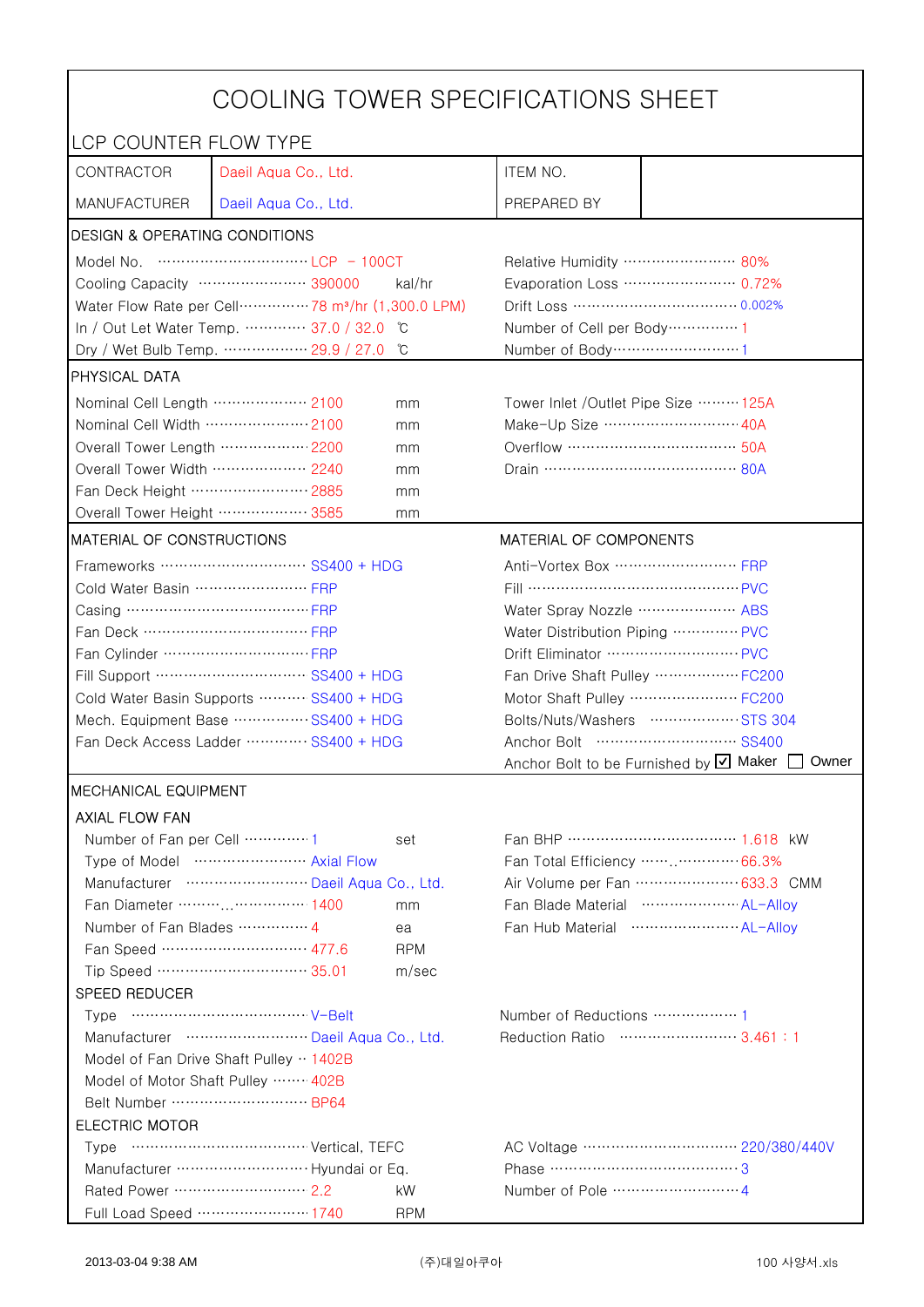# COOLING TOWER SPECIFICATIONS SHEET

LCP COUNTER FLOW TYPE

| CONTRACTOR | Daeil Aqua Co., Ltd. | ITEM NO. | |
|---|---|---|---|
| MANUFACTURER | Daeil Aqua Co., Ltd. | PREPARED BY | |

## DESIGN & OPERATING CONDITIONS

| | | | | |
|---|---|---|---|---|
| Model No. | LCP - 100CT | | Relative Humidity | 80% |
| Cooling Capacity | 390000 | kal/hr | Evaporation Loss | 0.72% |
| Water Flow Rate per Cell | 78 m³/hr (1,300.0 LPM) | | Drift Loss | 0.002% |
| In / Out Let Water Temp. | 37.0 / 32.0 | ℃ | Number of Cell per Body | 1 |
| Dry / Wet Bulb Temp. | 29.9 / 27.0 | ℃ | Number of Body | 1 |

## PHYSICAL DATA

| | | | | |
|---|---|---|---|---|
| Nominal Cell Length | 2100 | mm | Tower Inlet /Outlet Pipe Size | 125A |
| Nominal Cell Width | 2100 | mm | Make-Up Size | 40A |
| Overall Tower Length | 2200 | mm | Overflow | 50A |
| Overall Tower Width | 2240 | mm | Drain | 80A |
| Fan Deck Height | 2885 | mm | | |
| Overall Tower Height | 3585 | mm | | |

## MATERIAL OF CONSTRUCTIONS / MATERIAL OF COMPONENTS

| MATERIAL OF CONSTRUCTIONS | | MATERIAL OF COMPONENTS | |
|---|---|---|---|
| Frameworks | SS400 + HDG | Anti-Vortex Box | FRP |
| Cold Water Basin | FRP | Fill | PVC |
| Casing | FRP | Water Spray Nozzle | ABS |
| Fan Deck | FRP | Water Distribution Piping | PVC |
| Fan Cylinder | FRP | Drift Eliminator | PVC |
| Fill Support | SS400 + HDG | Fan Drive Shaft Pulley | FC200 |
| Cold Water Basin Supports | SS400 + HDG | Motor Shaft Pulley | FC200 |
| Mech. Equipment Base | SS400 + HDG | Bolts/Nuts/Washers | STS 304 |
| Fan Deck Access Ladder | SS400 + HDG | Anchor Bolt | SS400 |
| | | Anchor Bolt to be Furnished by | ☑ Maker ☐ Owner |

## MECHANICAL EQUIPMENT

### AXIAL FLOW FAN

| | | | | |
|---|---|---|---|---|
| Number of Fan per Cell | 1 | set | Fan BHP | 1.618 kW |
| Type of Model | Axial Flow | | Fan Total Efficiency | 66.3% |
| Manufacturer | Daeil Aqua Co., Ltd. | | Air Volume per Fan | 633.3 CMM |
| Fan Diameter | 1400 | mm | Fan Blade Material | AL-Alloy |
| Number of Fan Blades | 4 | ea | Fan Hub Material | AL-Alloy |
| Fan Speed | 477.6 | RPM | | |
| Tip Speed | 35.01 | m/sec | | |

### SPEED REDUCER

| | | | |
|---|---|---|---|
| Type | V-Belt | Number of Reductions | 1 |
| Manufacturer | Daeil Aqua Co., Ltd. | Reduction Ratio | 3.461 : 1 |
| Model of Fan Drive Shaft Pulley | 1402B | | |
| Model of Motor Shaft Pulley | 402B | | |
| Belt Number | BP64 | | |

### ELECTRIC MOTOR

| | | | | |
|---|---|---|---|---|
| Type | Vertical, TEFC | | AC Voltage | 220/380/440V |
| Manufacturer | Hyundai or Eq. | | Phase | 3 |
| Rated Power | 2.2 | kW | Number of Pole | 4 |
| Full Load Speed | 1740 | RPM | | |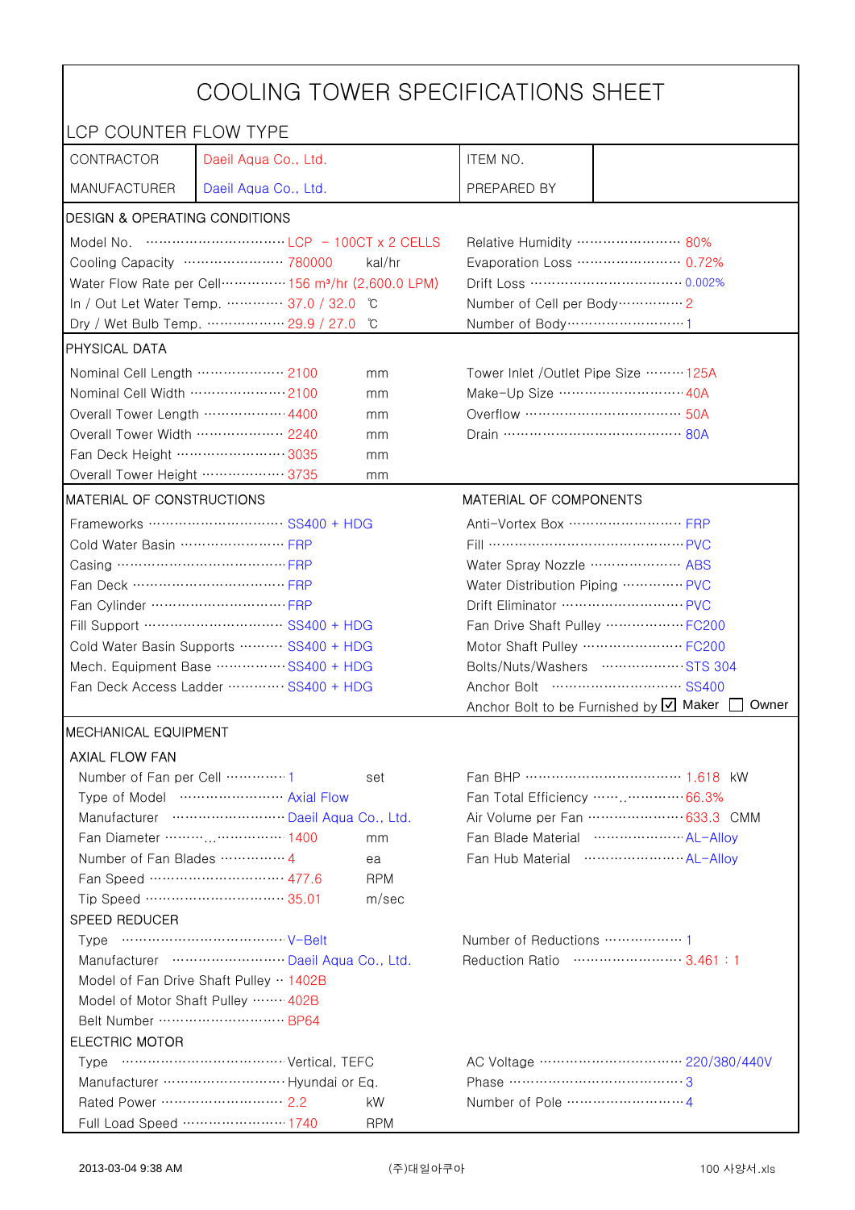# COOLING TOWER SPECIFICATIONS SHEET

LCP COUNTER FLOW TYPE

| CONTRACTOR | Daeil Aqua Co., Ltd. | ITEM NO. | |
|---|---|---|---|
| MANUFACTURER | Daeil Aqua Co., Ltd. | PREPARED BY | |

## DESIGN & OPERATING CONDITIONS

| | | | | |
|---|---|---|---|---|
| Model No. | LCP - 100CT x 2 CELLS | | Relative Humidity | 80% |
| Cooling Capacity | 780000 | kal/hr | Evaporation Loss | 0.72% |
| Water Flow Rate per Cell | 156 m³/hr (2,600.0 LPM) | | Drift Loss | 0.002% |
| In / Out Let Water Temp. | 37.0 / 32.0 | ℃ | Number of Cell per Body | 2 |
| Dry / Wet Bulb Temp. | 29.9 / 27.0 | ℃ | Number of Body | 1 |

## PHYSICAL DATA

| | | | | |
|---|---|---|---|---|
| Nominal Cell Length | 2100 | mm | Tower Inlet /Outlet Pipe Size | 125A |
| Nominal Cell Width | 2100 | mm | Make-Up Size | 40A |
| Overall Tower Length | 4400 | mm | Overflow | 50A |
| Overall Tower Width | 2240 | mm | Drain | 80A |
| Fan Deck Height | 3035 | mm | | |
| Overall Tower Height | 3735 | mm | | |

## MATERIAL OF CONSTRUCTIONS / MATERIAL OF COMPONENTS

| MATERIAL OF CONSTRUCTIONS | | MATERIAL OF COMPONENTS | |
|---|---|---|---|
| Frameworks | SS400 + HDG | Anti-Vortex Box | FRP |
| Cold Water Basin | FRP | Fill | PVC |
| Casing | FRP | Water Spray Nozzle | ABS |
| Fan Deck | FRP | Water Distribution Piping | PVC |
| Fan Cylinder | FRP | Drift Eliminator | PVC |
| Fill Support | SS400 + HDG | Fan Drive Shaft Pulley | FC200 |
| Cold Water Basin Supports | SS400 + HDG | Motor Shaft Pulley | FC200 |
| Mech. Equipment Base | SS400 + HDG | Bolts/Nuts/Washers | STS 304 |
| Fan Deck Access Ladder | SS400 + HDG | Anchor Bolt | SS400 |
| | | Anchor Bolt to be Furnished by | ☑ Maker ☐ Owner |

## MECHANICAL EQUIPMENT

### AXIAL FLOW FAN

| | | | | |
|---|---|---|---|---|
| Number of Fan per Cell | 1 | set | Fan BHP | 1.618 kW |
| Type of Model | Axial Flow | | Fan Total Efficiency | 66.3% |
| Manufacturer | Daeil Aqua Co., Ltd. | | Air Volume per Fan | 633.3 CMM |
| Fan Diameter | 1400 | mm | Fan Blade Material | AL-Alloy |
| Number of Fan Blades | 4 | ea | Fan Hub Material | AL-Alloy |
| Fan Speed | 477.6 | RPM | | |
| Tip Speed | 35.01 | m/sec | | |

### SPEED REDUCER

| | | | |
|---|---|---|---|
| Type | V-Belt | Number of Reductions | 1 |
| Manufacturer | Daeil Aqua Co., Ltd. | Reduction Ratio | 3.461 : 1 |
| Model of Fan Drive Shaft Pulley | 1402B | | |
| Model of Motor Shaft Pulley | 402B | | |
| Belt Number | BP64 | | |

### ELECTRIC MOTOR

| | | | | |
|---|---|---|---|---|
| Type | Vertical, TEFC | | AC Voltage | 220/380/440V |
| Manufacturer | Hyundai or Eq. | | Phase | 3 |
| Rated Power | 2.2 | kW | Number of Pole | 4 |
| Full Load Speed | 1740 | RPM | | |

2013-03-04 9:38 AM (주)대일아쿠아 100 사양서.xls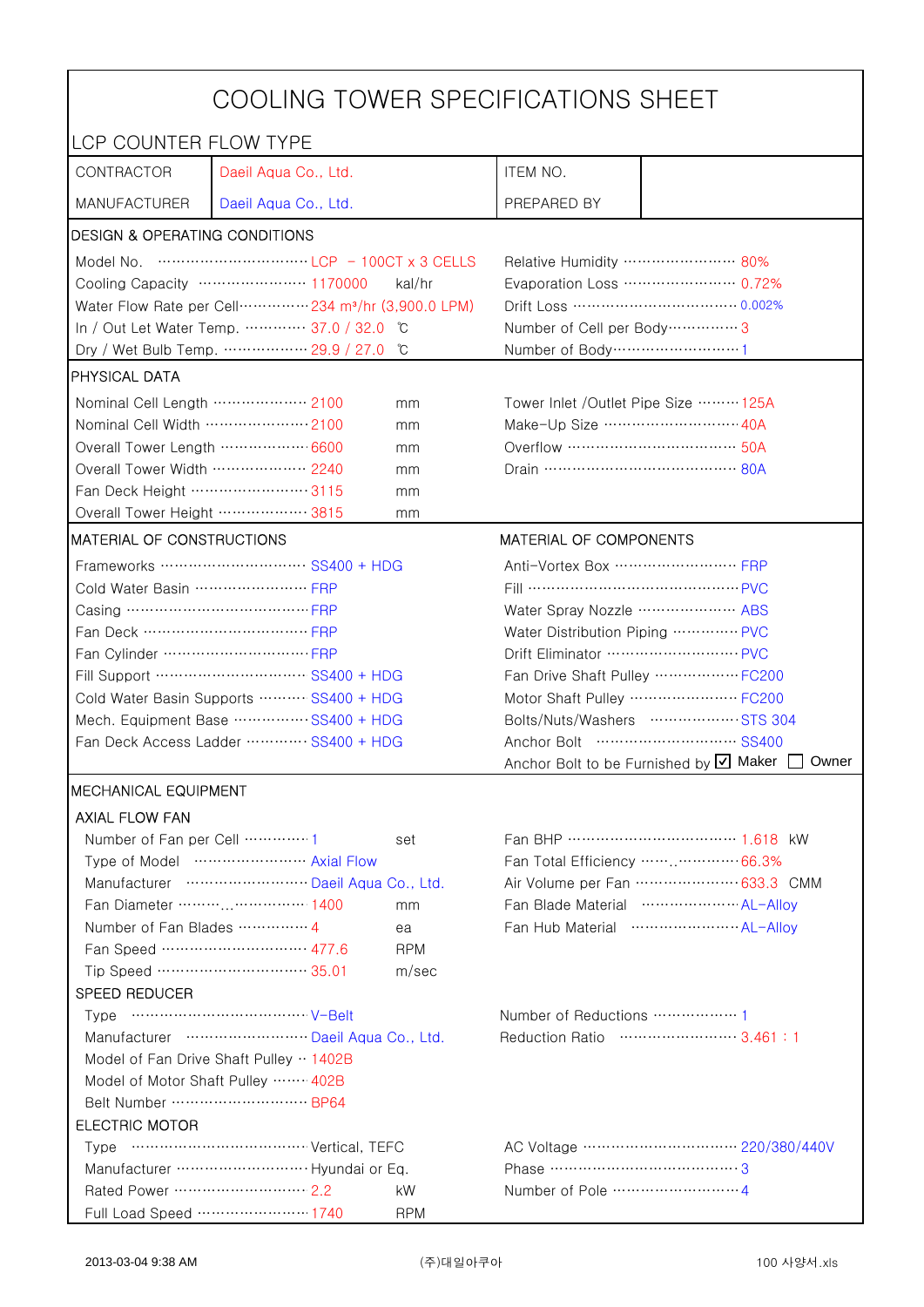# COOLING TOWER SPECIFICATIONS SHEET

## LCP COUNTER FLOW TYPE

| | | | |
|---|---|---|---|
| CONTRACTOR | Daeil Aqua Co., Ltd. | ITEM NO. | |
| MANUFACTURER | Daeil Aqua Co., Ltd. | PREPARED BY | |

### DESIGN & OPERATING CONDITIONS

| | | | |
|---|---|---|---|
| Model No. | LCP － 100CT x 3 CELLS | Relative Humidity | 80% |
| Cooling Capacity | 1170000 kal/hr | Evaporation Loss | 0.72% |
| Water Flow Rate per Cell | 234 m³/hr (3,900.0 LPM) | Drift Loss | 0.002% |
| In / Out Let Water Temp. | 37.0 / 32.0 ℃ | Number of Cell per Body | 3 |
| Dry / Wet Bulb Temp. | 29.9 / 27.0 ℃ | Number of Body | 1 |

### PHYSICAL DATA

| | | | |
|---|---|---|---|
| Nominal Cell Length | 2100 mm | Tower Inlet /Outlet Pipe Size | 125A |
| Nominal Cell Width | 2100 mm | Make-Up Size | 40A |
| Overall Tower Length | 6600 mm | Overflow | 50A |
| Overall Tower Width | 2240 mm | Drain | 80A |
| Fan Deck Height | 3115 mm | | |
| Overall Tower Height | 3815 mm | | |

### MATERIAL OF CONSTRUCTIONS / MATERIAL OF COMPONENTS

| MATERIAL OF CONSTRUCTIONS | | MATERIAL OF COMPONENTS | |
|---|---|---|---|
| Frameworks | SS400 + HDG | Anti-Vortex Box | FRP |
| Cold Water Basin | FRP | Fill | PVC |
| Casing | FRP | Water Spray Nozzle | ABS |
| Fan Deck | FRP | Water Distribution Piping | PVC |
| Fan Cylinder | FRP | Drift Eliminator | PVC |
| Fill Support | SS400 + HDG | Fan Drive Shaft Pulley | FC200 |
| Cold Water Basin Supports | SS400 + HDG | Motor Shaft Pulley | FC200 |
| Mech. Equipment Base | SS400 + HDG | Bolts/Nuts/Washers | STS 304 |
| Fan Deck Access Ladder | SS400 + HDG | Anchor Bolt | SS400 |
| | | Anchor Bolt to be Furnished by | ☑ Maker ☐ Owner |

### MECHANICAL EQUIPMENT

#### AXIAL FLOW FAN

| | | | |
|---|---|---|---|
| Number of Fan per Cell | 1 set | Fan BHP | 1.618 kW |
| Type of Model | Axial Flow | Fan Total Efficiency | 66.3% |
| Manufacturer | Daeil Aqua Co., Ltd. | Air Volume per Fan | 633.3 CMM |
| Fan Diameter | 1400 mm | Fan Blade Material | AL-Alloy |
| Number of Fan Blades | 4 ea | Fan Hub Material | AL-Alloy |
| Fan Speed | 477.6 RPM | | |
| Tip Speed | 35.01 m/sec | | |

#### SPEED REDUCER

| | | | |
|---|---|---|---|
| Type | V-Belt | Number of Reductions | 1 |
| Manufacturer | Daeil Aqua Co., Ltd. | Reduction Ratio | 3.461 : 1 |
| Model of Fan Drive Shaft Pulley | 1402B | | |
| Model of Motor Shaft Pulley | 402B | | |
| Belt Number | BP64 | | |

#### ELECTRIC MOTOR

| | | | |
|---|---|---|---|
| Type | Vertical, TEFC | AC Voltage | 220/380/440V |
| Manufacturer | Hyundai or Eq. | Phase | 3 |
| Rated Power | 2.2 kW | Number of Pole | 4 |
| Full Load Speed | 1740 RPM | | |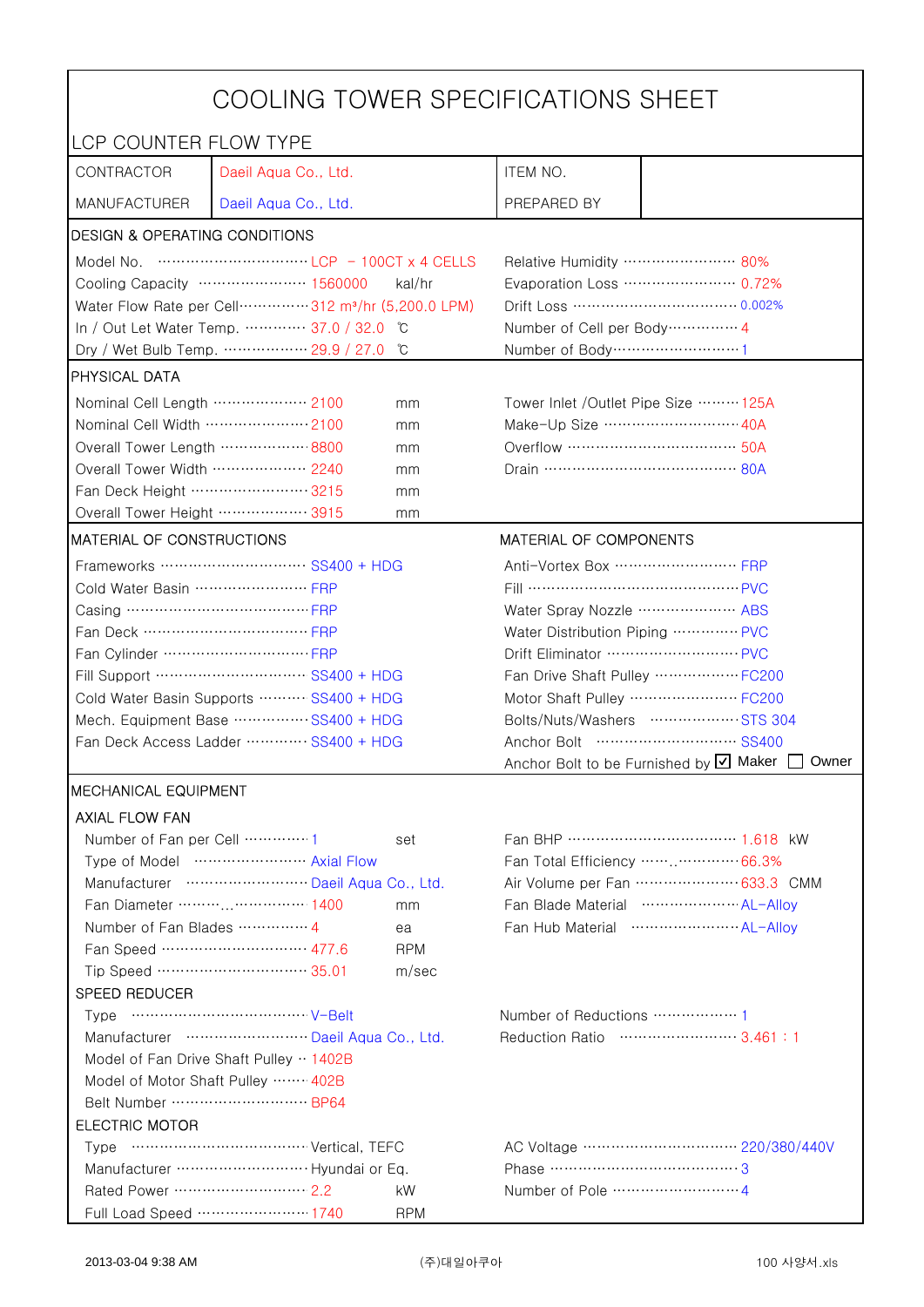# COOLING TOWER SPECIFICATIONS SHEET

## LCP COUNTER FLOW TYPE

| | | | |
|---|---|---|---|
| CONTRACTOR | Daeil Aqua Co., Ltd. | ITEM NO. | |
| MANUFACTURER | Daeil Aqua Co., Ltd. | PREPARED BY | |

### DESIGN & OPERATING CONDITIONS

| | | | |
|---|---|---|---|
| Model No. | LCP – 100CT x 4 CELLS | Relative Humidity | 80% |
| Cooling Capacity | 1560000 kal/hr | Evaporation Loss | 0.72% |
| Water Flow Rate per Cell | 312 m³/hr (5,200.0 LPM) | Drift Loss | 0.002% |
| In / Out Let Water Temp. | 37.0 / 32.0 ℃ | Number of Cell per Body | 4 |
| Dry / Wet Bulb Temp. | 29.9 / 27.0 ℃ | Number of Body | 1 |

### PHYSICAL DATA

| | | | |
|---|---|---|---|
| Nominal Cell Length | 2100 mm | Tower Inlet /Outlet Pipe Size | 125A |
| Nominal Cell Width | 2100 mm | Make-Up Size | 40A |
| Overall Tower Length | 8800 mm | Overflow | 50A |
| Overall Tower Width | 2240 mm | Drain | 80A |
| Fan Deck Height | 3215 mm | | |
| Overall Tower Height | 3915 mm | | |

### MATERIAL OF CONSTRUCTIONS / MATERIAL OF COMPONENTS

| MATERIAL OF CONSTRUCTIONS | | MATERIAL OF COMPONENTS | |
|---|---|---|---|
| Frameworks | SS400 + HDG | Anti-Vortex Box | FRP |
| Cold Water Basin | FRP | Fill | PVC |
| Casing | FRP | Water Spray Nozzle | ABS |
| Fan Deck | FRP | Water Distribution Piping | PVC |
| Fan Cylinder | FRP | Drift Eliminator | PVC |
| Fill Support | SS400 + HDG | Fan Drive Shaft Pulley | FC200 |
| Cold Water Basin Supports | SS400 + HDG | Motor Shaft Pulley | FC200 |
| Mech. Equipment Base | SS400 + HDG | Bolts/Nuts/Washers | STS 304 |
| Fan Deck Access Ladder | SS400 + HDG | Anchor Bolt | SS400 |
| | | Anchor Bolt to be Furnished by | ☑ Maker ☐ Owner |

### MECHANICAL EQUIPMENT

#### AXIAL FLOW FAN

| | | | |
|---|---|---|---|
| Number of Fan per Cell | 1 set | Fan BHP | 1.618 kW |
| Type of Model | Axial Flow | Fan Total Efficiency | 66.3% |
| Manufacturer | Daeil Aqua Co., Ltd. | Air Volume per Fan | 633.3 CMM |
| Fan Diameter | 1400 mm | Fan Blade Material | AL-Alloy |
| Number of Fan Blades | 4 ea | Fan Hub Material | AL-Alloy |
| Fan Speed | 477.6 RPM | | |
| Tip Speed | 35.01 m/sec | | |

#### SPEED REDUCER

| | | | |
|---|---|---|---|
| Type | V-Belt | Number of Reductions | 1 |
| Manufacturer | Daeil Aqua Co., Ltd. | Reduction Ratio | 3.461 : 1 |
| Model of Fan Drive Shaft Pulley | 1402B | | |
| Model of Motor Shaft Pulley | 402B | | |
| Belt Number | BP64 | | |

#### ELECTRIC MOTOR

| | | | |
|---|---|---|---|
| Type | Vertical, TEFC | AC Voltage | 220/380/440V |
| Manufacturer | Hyundai or Eq. | Phase | 3 |
| Rated Power | 2.2 kW | Number of Pole | 4 |
| Full Load Speed | 1740 RPM | | |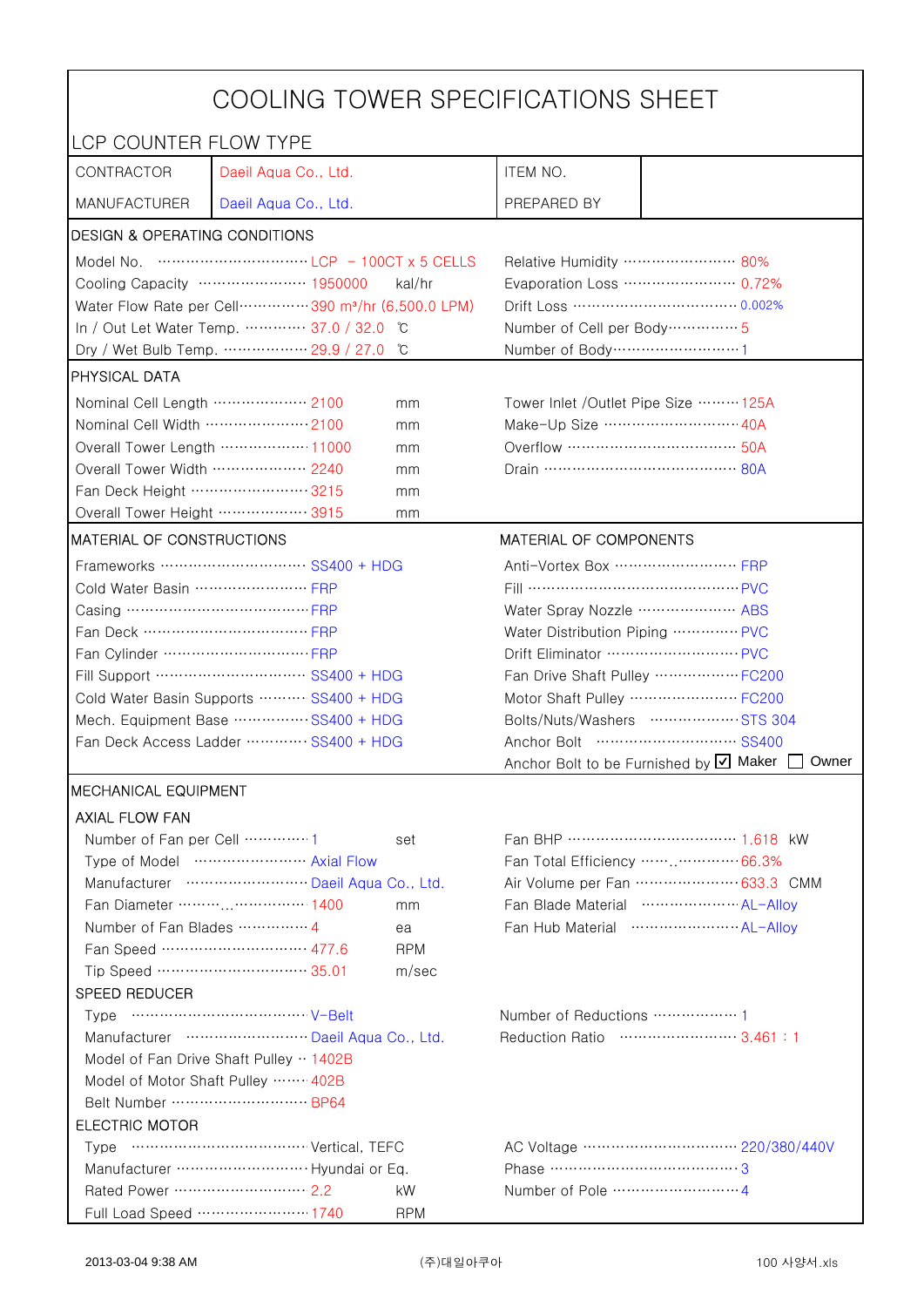# COOLING TOWER SPECIFICATIONS SHEET

LCP COUNTER FLOW TYPE

| | | | |
|---|---|---|---|
| CONTRACTOR | Daeil Aqua Co., Ltd. | ITEM NO. | |
| MANUFACTURER | Daeil Aqua Co., Ltd. | PREPARED BY | |

## DESIGN & OPERATING CONDITIONS

| | | | | |
|---|---|---|---|---|
| Model No. | LCP - 100CT x 5 CELLS | | Relative Humidity | 80% |
| Cooling Capacity | 1950000 | kal/hr | Evaporation Loss | 0.72% |
| Water Flow Rate per Cell | 390 m³/hr (6,500.0 LPM) | | Drift Loss | 0.002% |
| In / Out Let Water Temp. | 37.0 / 32.0 | ℃ | Number of Cell per Body | 5 |
| Dry / Wet Bulb Temp. | 29.9 / 27.0 | ℃ | Number of Body | 1 |

## PHYSICAL DATA

| | | | | |
|---|---|---|---|---|
| Nominal Cell Length | 2100 | mm | Tower Inlet /Outlet Pipe Size | 125A |
| Nominal Cell Width | 2100 | mm | Make-Up Size | 40A |
| Overall Tower Length | 11000 | mm | Overflow | 50A |
| Overall Tower Width | 2240 | mm | Drain | 80A |
| Fan Deck Height | 3215 | mm | | |
| Overall Tower Height | 3915 | mm | | |

## MATERIAL OF CONSTRUCTIONS / MATERIAL OF COMPONENTS

| MATERIAL OF CONSTRUCTIONS | | MATERIAL OF COMPONENTS | |
|---|---|---|---|
| Frameworks | SS400 + HDG | Anti-Vortex Box | FRP |
| Cold Water Basin | FRP | Fill | PVC |
| Casing | FRP | Water Spray Nozzle | ABS |
| Fan Deck | FRP | Water Distribution Piping | PVC |
| Fan Cylinder | FRP | Drift Eliminator | PVC |
| Fill Support | SS400 + HDG | Fan Drive Shaft Pulley | FC200 |
| Cold Water Basin Supports | SS400 + HDG | Motor Shaft Pulley | FC200 |
| Mech. Equipment Base | SS400 + HDG | Bolts/Nuts/Washers | STS 304 |
| Fan Deck Access Ladder | SS400 + HDG | Anchor Bolt | SS400 |
| | | Anchor Bolt to be Furnished by | ☑ Maker ☐ Owner |

## MECHANICAL EQUIPMENT

### AXIAL FLOW FAN

| | | | | | |
|---|---|---|---|---|---|
| Number of Fan per Cell | 1 | set | Fan BHP | 1.618 | kW |
| Type of Model | Axial Flow | | Fan Total Efficiency | 66.3% | |
| Manufacturer | Daeil Aqua Co., Ltd. | | Air Volume per Fan | 633.3 | CMM |
| Fan Diameter | 1400 | mm | Fan Blade Material | AL-Alloy | |
| Number of Fan Blades | 4 | ea | Fan Hub Material | AL-Alloy | |
| Fan Speed | 477.6 | RPM | | | |
| Tip Speed | 35.01 | m/sec | | | |

### SPEED REDUCER

| | | | |
|---|---|---|---|
| Type | V-Belt | Number of Reductions | 1 |
| Manufacturer | Daeil Aqua Co., Ltd. | Reduction Ratio | 3.461 : 1 |
| Model of Fan Drive Shaft Pulley | 1402B | | |
| Model of Motor Shaft Pulley | 402B | | |
| Belt Number | BP64 | | |

### ELECTRIC MOTOR

| | | | | |
|---|---|---|---|---|
| Type | Vertical, TEFC | | AC Voltage | 220/380/440V |
| Manufacturer | Hyundai or Eq. | | Phase | 3 |
| Rated Power | 2.2 | kW | Number of Pole | 4 |
| Full Load Speed | 1740 | RPM | | |